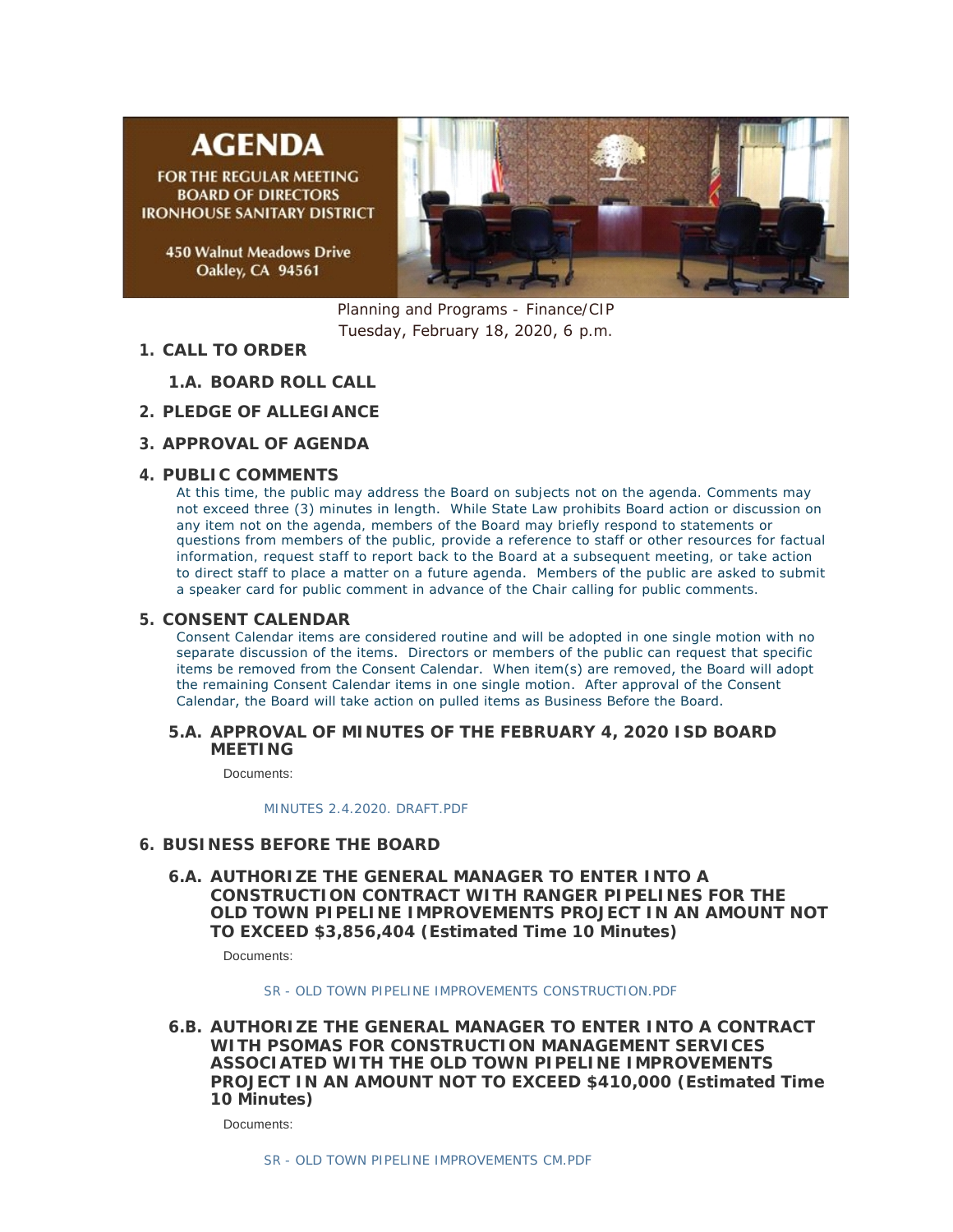# AGENDA

FOR THE REGULAR MEETING
BOARD OF DIRECTORS
IRONHOUSE SANITARY DISTRICT

450 Walnut Meadows Drive
Oakley, CA 94561

Planning and Programs - Finance/CIP
Tuesday, February 18, 2020, 6 p.m.

## 1. CALL TO ORDER

### 1.A. BOARD ROLL CALL

## 2. PLEDGE OF ALLEGIANCE

## 3. APPROVAL OF AGENDA

## 4. PUBLIC COMMENTS

At this time, the public may address the Board on subjects not on the agenda. Comments may not exceed three (3) minutes in length. While State Law prohibits Board action or discussion on any item not on the agenda, members of the Board may briefly respond to statements or questions from members of the public, provide a reference to staff or other resources for factual information, request staff to report back to the Board at a subsequent meeting, or take action to direct staff to place a matter on a future agenda. Members of the public are asked to submit a speaker card for public comment in advance of the Chair calling for public comments.

## 5. CONSENT CALENDAR

Consent Calendar items are considered routine and will be adopted in one single motion with no separate discussion of the items. Directors or members of the public can request that specific items be removed from the Consent Calendar. When item(s) are removed, the Board will adopt the remaining Consent Calendar items in one single motion. After approval of the Consent Calendar, the Board will take action on pulled items as Business Before the Board.

### 5.A. APPROVAL OF MINUTES OF THE FEBRUARY 4, 2020 ISD BOARD MEETING

Documents:

MINUTES 2.4.2020. DRAFT.PDF

## 6. BUSINESS BEFORE THE BOARD

### 6.A. AUTHORIZE THE GENERAL MANAGER TO ENTER INTO A CONSTRUCTION CONTRACT WITH RANGER PIPELINES FOR THE OLD TOWN PIPELINE IMPROVEMENTS PROJECT IN AN AMOUNT NOT TO EXCEED $3,856,404 (Estimated Time 10 Minutes)

Documents:

SR - OLD TOWN PIPELINE IMPROVEMENTS CONSTRUCTION.PDF

### 6.B. AUTHORIZE THE GENERAL MANAGER TO ENTER INTO A CONTRACT WITH PSOMAS FOR CONSTRUCTION MANAGEMENT SERVICES ASSOCIATED WITH THE OLD TOWN PIPELINE IMPROVEMENTS PROJECT IN AN AMOUNT NOT TO EXCEED $410,000 (Estimated Time 10 Minutes)

Documents:

SR - OLD TOWN PIPELINE IMPROVEMENTS CM.PDF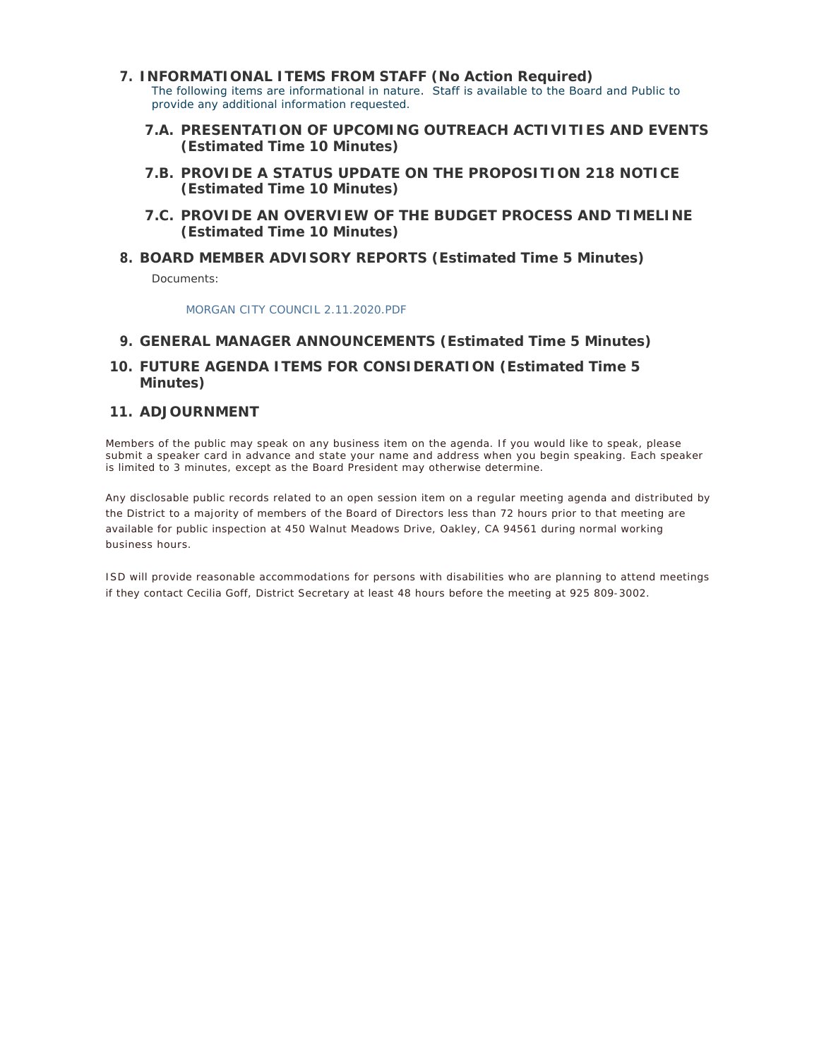## 7. INFORMATIONAL ITEMS FROM STAFF (No Action Required)

The following items are informational in nature. Staff is available to the Board and Public to provide any additional information requested.

### 7.A. PRESENTATION OF UPCOMING OUTREACH ACTIVITIES AND EVENTS (Estimated Time 10 Minutes)

### 7.B. PROVIDE A STATUS UPDATE ON THE PROPOSITION 218 NOTICE (Estimated Time 10 Minutes)

### 7.C. PROVIDE AN OVERVIEW OF THE BUDGET PROCESS AND TIMELINE (Estimated Time 10 Minutes)

## 8. BOARD MEMBER ADVISORY REPORTS (Estimated Time 5 Minutes)

Documents:

MORGAN CITY COUNCIL 2.11.2020.PDF

## 9. GENERAL MANAGER ANNOUNCEMENTS (Estimated Time 5 Minutes)

## 10. FUTURE AGENDA ITEMS FOR CONSIDERATION (Estimated Time 5 Minutes)

## 11. ADJOURNMENT

Members of the public may speak on any business item on the agenda. If you would like to speak, please submit a speaker card in advance and state your name and address when you begin speaking. Each speaker is limited to 3 minutes, except as the Board President may otherwise determine.

Any disclosable public records related to an open session item on a regular meeting agenda and distributed by the District to a majority of members of the Board of Directors less than 72 hours prior to that meeting are available for public inspection at 450 Walnut Meadows Drive, Oakley, CA 94561 during normal working business hours.

ISD will provide reasonable accommodations for persons with disabilities who are planning to attend meetings if they contact Cecilia Goff, District Secretary at least 48 hours before the meeting at 925 809-3002.